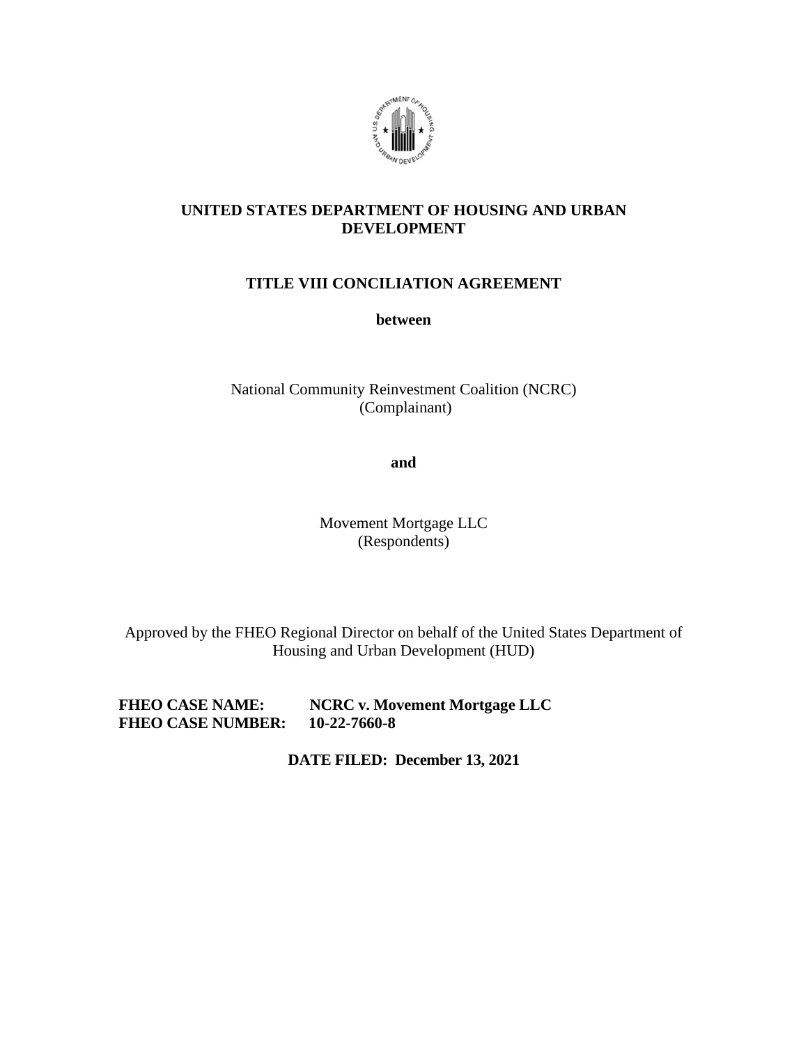# UNITED STATES DEPARTMENT OF HOUSING AND URBAN DEVELOPMENT

## TITLE VIII CONCILIATION AGREEMENT

**between**

National Community Reinvestment Coalition (NCRC)
(Complainant)

**and**

Movement Mortgage LLC
(Respondents)

Approved by the FHEO Regional Director on behalf of the United States Department of Housing and Urban Development (HUD)

**FHEO CASE NAME:** **NCRC v. Movement Mortgage LLC**
**FHEO CASE NUMBER:** **10-22-7660-8**

**DATE FILED: December 13, 2021**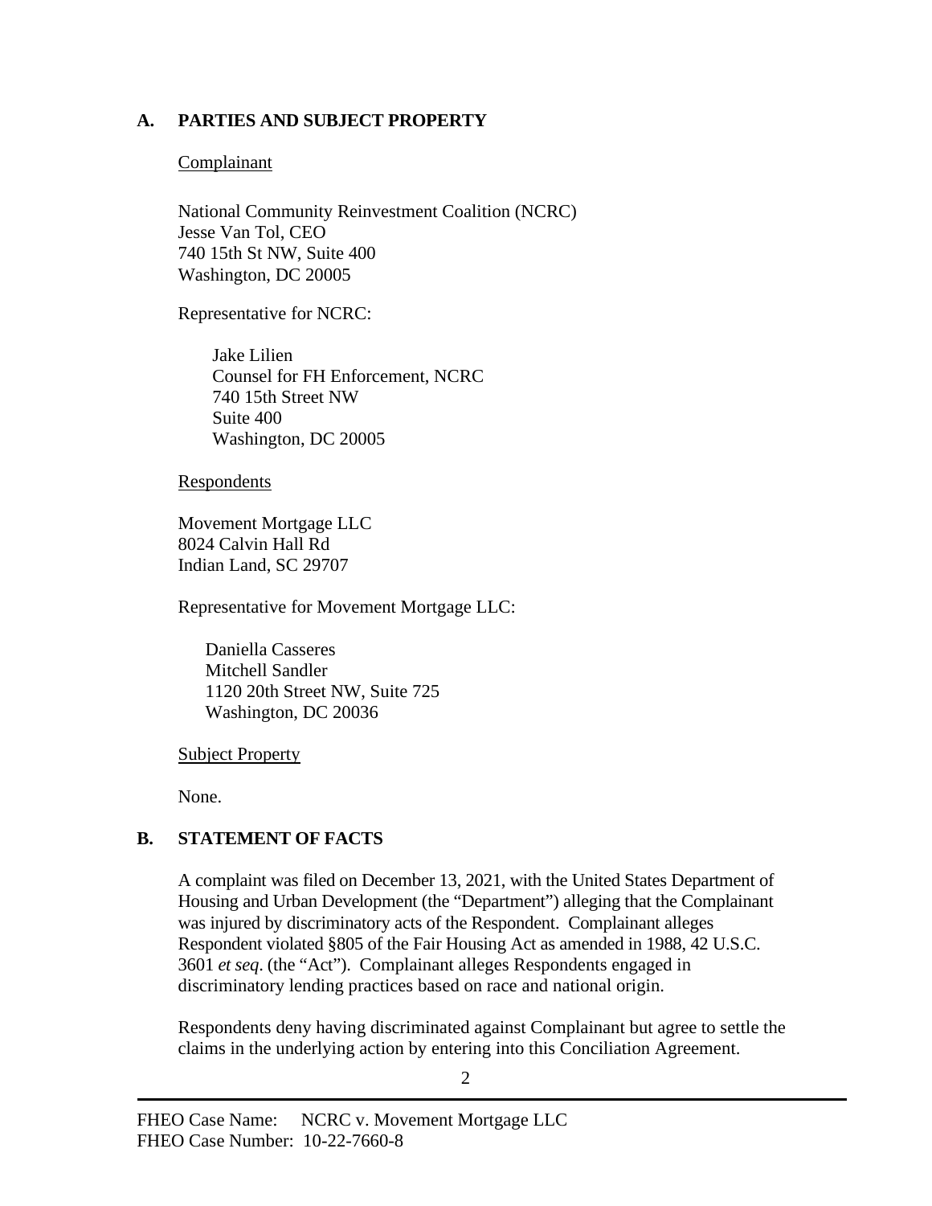## A. PARTIES AND SUBJECT PROPERTY

Complainant

National Community Reinvestment Coalition (NCRC)
Jesse Van Tol, CEO
740 15th St NW, Suite 400
Washington, DC 20005

Representative for NCRC:

Jake Lilien
Counsel for FH Enforcement, NCRC
740 15th Street NW
Suite 400
Washington, DC 20005

Respondents

Movement Mortgage LLC
8024 Calvin Hall Rd
Indian Land, SC 29707

Representative for Movement Mortgage LLC:

Daniella Casseres
Mitchell Sandler
1120 20th Street NW, Suite 725
Washington, DC 20036

Subject Property

None.

## B. STATEMENT OF FACTS

A complaint was filed on December 13, 2021, with the United States Department of Housing and Urban Development (the "Department") alleging that the Complainant was injured by discriminatory acts of the Respondent. Complainant alleges Respondent violated §805 of the Fair Housing Act as amended in 1988, 42 U.S.C. 3601 *et seq*. (the "Act"). Complainant alleges Respondents engaged in discriminatory lending practices based on race and national origin.

Respondents deny having discriminated against Complainant but agree to settle the claims in the underlying action by entering into this Conciliation Agreement.

FHEO Case Name: NCRC v. Movement Mortgage LLC
FHEO Case Number: 10-22-7660-8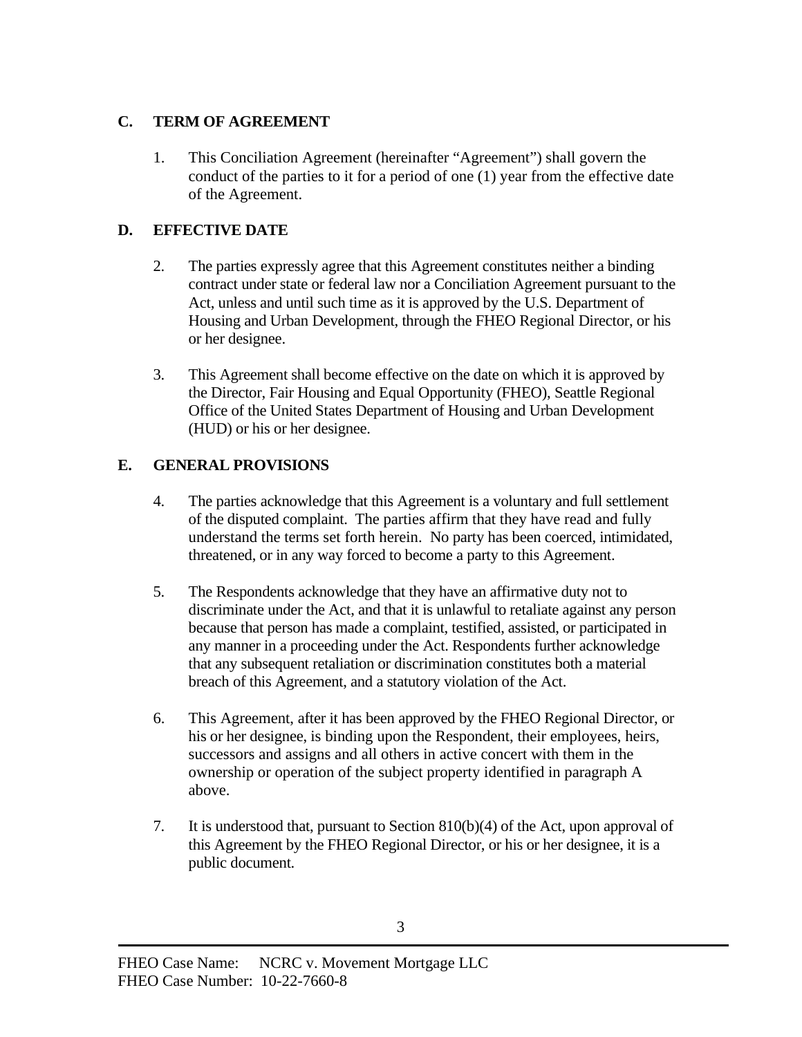## C. TERM OF AGREEMENT

1. This Conciliation Agreement (hereinafter "Agreement") shall govern the conduct of the parties to it for a period of one (1) year from the effective date of the Agreement.

## D. EFFECTIVE DATE

2. The parties expressly agree that this Agreement constitutes neither a binding contract under state or federal law nor a Conciliation Agreement pursuant to the Act, unless and until such time as it is approved by the U.S. Department of Housing and Urban Development, through the FHEO Regional Director, or his or her designee.

3. This Agreement shall become effective on the date on which it is approved by the Director, Fair Housing and Equal Opportunity (FHEO), Seattle Regional Office of the United States Department of Housing and Urban Development (HUD) or his or her designee.

## E. GENERAL PROVISIONS

4. The parties acknowledge that this Agreement is a voluntary and full settlement of the disputed complaint. The parties affirm that they have read and fully understand the terms set forth herein. No party has been coerced, intimidated, threatened, or in any way forced to become a party to this Agreement.

5. The Respondents acknowledge that they have an affirmative duty not to discriminate under the Act, and that it is unlawful to retaliate against any person because that person has made a complaint, testified, assisted, or participated in any manner in a proceeding under the Act. Respondents further acknowledge that any subsequent retaliation or discrimination constitutes both a material breach of this Agreement, and a statutory violation of the Act.

6. This Agreement, after it has been approved by the FHEO Regional Director, or his or her designee, is binding upon the Respondent, their employees, heirs, successors and assigns and all others in active concert with them in the ownership or operation of the subject property identified in paragraph A above.

7. It is understood that, pursuant to Section 810(b)(4) of the Act, upon approval of this Agreement by the FHEO Regional Director, or his or her designee, it is a public document.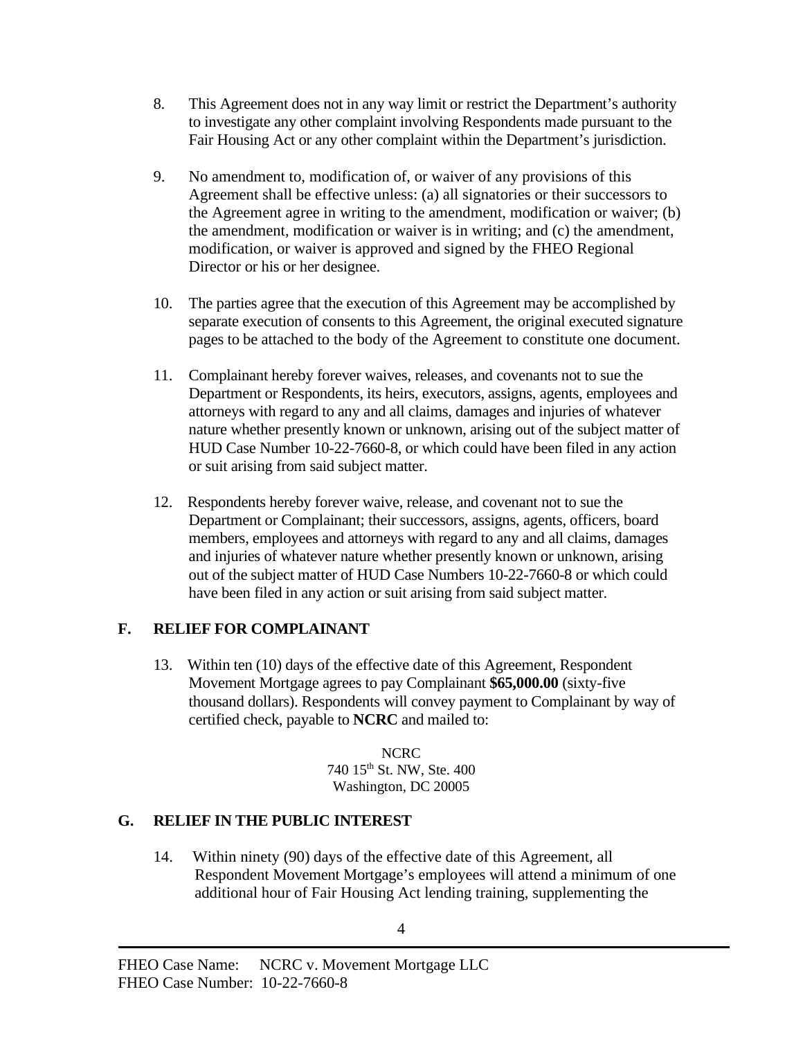8. This Agreement does not in any way limit or restrict the Department's authority to investigate any other complaint involving Respondents made pursuant to the Fair Housing Act or any other complaint within the Department's jurisdiction.

9. No amendment to, modification of, or waiver of any provisions of this Agreement shall be effective unless: (a) all signatories or their successors to the Agreement agree in writing to the amendment, modification or waiver; (b) the amendment, modification or waiver is in writing; and (c) the amendment, modification, or waiver is approved and signed by the FHEO Regional Director or his or her designee.

10. The parties agree that the execution of this Agreement may be accomplished by separate execution of consents to this Agreement, the original executed signature pages to be attached to the body of the Agreement to constitute one document.

11. Complainant hereby forever waives, releases, and covenants not to sue the Department or Respondents, its heirs, executors, assigns, agents, employees and attorneys with regard to any and all claims, damages and injuries of whatever nature whether presently known or unknown, arising out of the subject matter of HUD Case Number 10-22-7660-8, or which could have been filed in any action or suit arising from said subject matter.

12. Respondents hereby forever waive, release, and covenant not to sue the Department or Complainant; their successors, assigns, agents, officers, board members, employees and attorneys with regard to any and all claims, damages and injuries of whatever nature whether presently known or unknown, arising out of the subject matter of HUD Case Numbers 10-22-7660-8 or which could have been filed in any action or suit arising from said subject matter.

## F. RELIEF FOR COMPLAINANT

13. Within ten (10) days of the effective date of this Agreement, Respondent Movement Mortgage agrees to pay Complainant **$65,000.00** (sixty-five thousand dollars). Respondents will convey payment to Complainant by way of certified check, payable to **NCRC** and mailed to:

NCRC
740 15th St. NW, Ste. 400
Washington, DC 20005

## G. RELIEF IN THE PUBLIC INTEREST

14. Within ninety (90) days of the effective date of this Agreement, all Respondent Movement Mortgage's employees will attend a minimum of one additional hour of Fair Housing Act lending training, supplementing the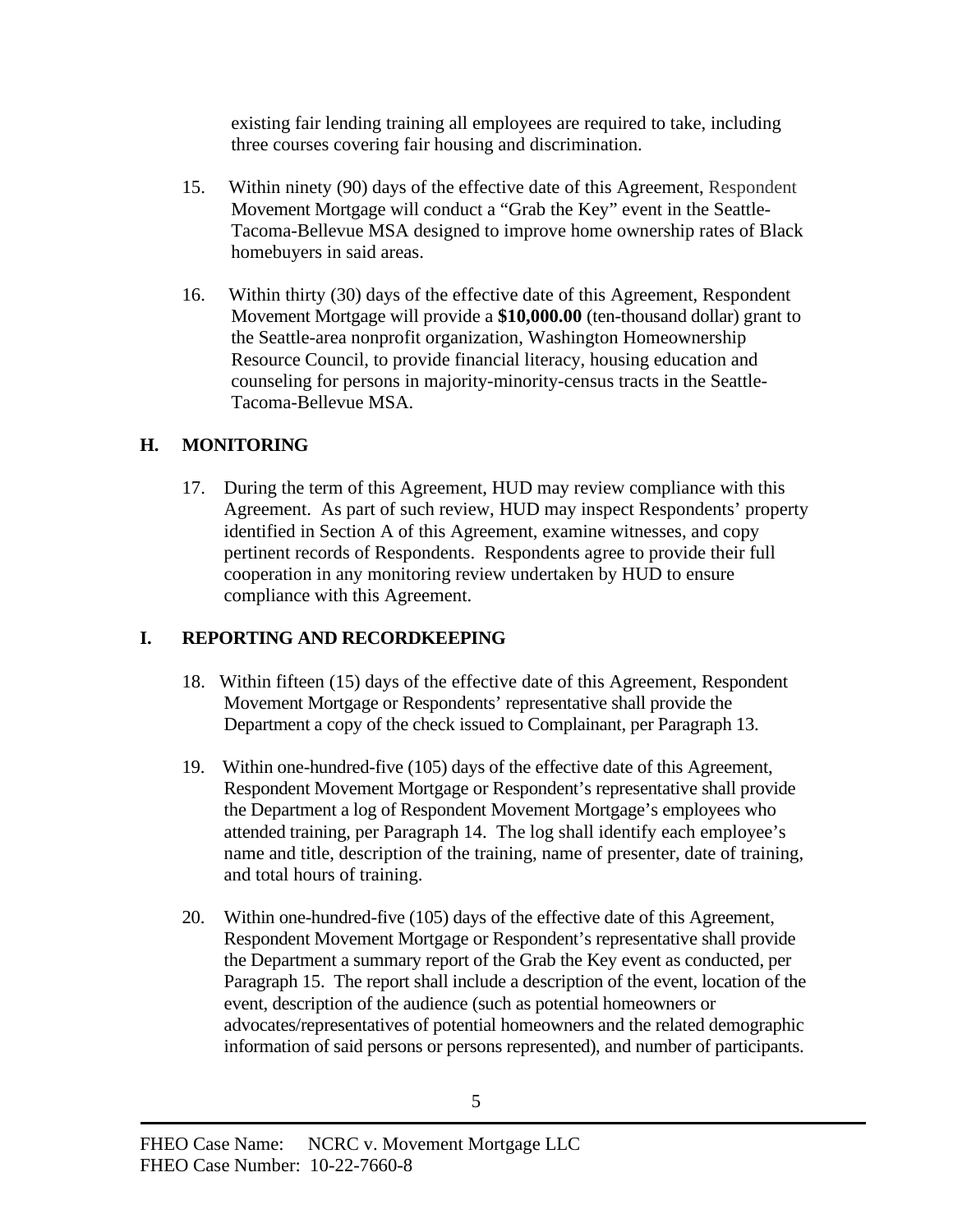existing fair lending training all employees are required to take, including three courses covering fair housing and discrimination.

15. Within ninety (90) days of the effective date of this Agreement, Respondent Movement Mortgage will conduct a "Grab the Key" event in the Seattle-Tacoma-Bellevue MSA designed to improve home ownership rates of Black homebuyers in said areas.

16. Within thirty (30) days of the effective date of this Agreement, Respondent Movement Mortgage will provide a **$10,000.00** (ten-thousand dollar) grant to the Seattle-area nonprofit organization, Washington Homeownership Resource Council, to provide financial literacy, housing education and counseling for persons in majority-minority-census tracts in the Seattle-Tacoma-Bellevue MSA.

## H. MONITORING

17. During the term of this Agreement, HUD may review compliance with this Agreement. As part of such review, HUD may inspect Respondents' property identified in Section A of this Agreement, examine witnesses, and copy pertinent records of Respondents. Respondents agree to provide their full cooperation in any monitoring review undertaken by HUD to ensure compliance with this Agreement.

## I. REPORTING AND RECORDKEEPING

18. Within fifteen (15) days of the effective date of this Agreement, Respondent Movement Mortgage or Respondents' representative shall provide the Department a copy of the check issued to Complainant, per Paragraph 13.

19. Within one-hundred-five (105) days of the effective date of this Agreement, Respondent Movement Mortgage or Respondent's representative shall provide the Department a log of Respondent Movement Mortgage's employees who attended training, per Paragraph 14. The log shall identify each employee's name and title, description of the training, name of presenter, date of training, and total hours of training.

20. Within one-hundred-five (105) days of the effective date of this Agreement, Respondent Movement Mortgage or Respondent's representative shall provide the Department a summary report of the Grab the Key event as conducted, per Paragraph 15. The report shall include a description of the event, location of the event, description of the audience (such as potential homeowners or advocates/representatives of potential homeowners and the related demographic information of said persons or persons represented), and number of participants.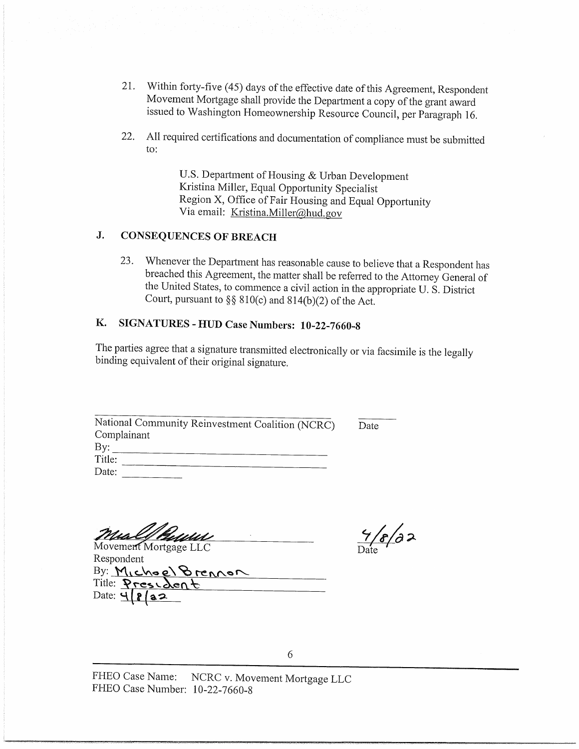21. Within forty-five (45) days of the effective date of this Agreement, Respondent Movement Mortgage shall provide the Department a copy of the grant award issued to Washington Homeownership Resource Council, per Paragraph 16.

22. All required certifications and documentation of compliance must be submitted to:

    U.S. Department of Housing & Urban Development
    Kristina Miller, Equal Opportunity Specialist
    Region X, Office of Fair Housing and Equal Opportunity
    Via email: Kristina.Miller@hud.gov

## J. CONSEQUENCES OF BREACH

23. Whenever the Department has reasonable cause to believe that a Respondent has breached this Agreement, the matter shall be referred to the Attorney General of the United States, to commence a civil action in the appropriate U. S. District Court, pursuant to §§ 810(c) and 814(b)(2) of the Act.

## K. SIGNATURES - HUD Case Numbers: 10-22-7660-8

The parties agree that a signature transmitted electronically or via facsimile is the legally binding equivalent of their original signature.

\_\_\_\_\_\_\_\_\_\_\_\_\_\_\_\_\_\_\_\_\_\_\_\_\_\_\_\_\_\_\_\_\_\_\_\_\_\_\_\_ \_\_\_\_\_\_\_\_
National Community Reinvestment Coalition (NCRC) Date
Complainant
By: \_\_\_\_\_\_\_\_\_\_\_\_\_\_\_\_\_\_\_\_\_\_\_\_\_\_\_\_\_\_\_\_
Title: \_\_\_\_\_\_\_\_\_\_\_\_\_\_\_\_\_\_\_\_\_\_\_\_\_\_\_\_\_\_\_\_
Date: \_\_\_\_\_\_\_\_\_\_

[Signature] 4/8/22
Movement Mortgage LLC Date
Respondent
By: Michael Brennan
Title: President
Date: 4/8/22

FHEO Case Name: NCRC v. Movement Mortgage LLC
FHEO Case Number: 10-22-7660-8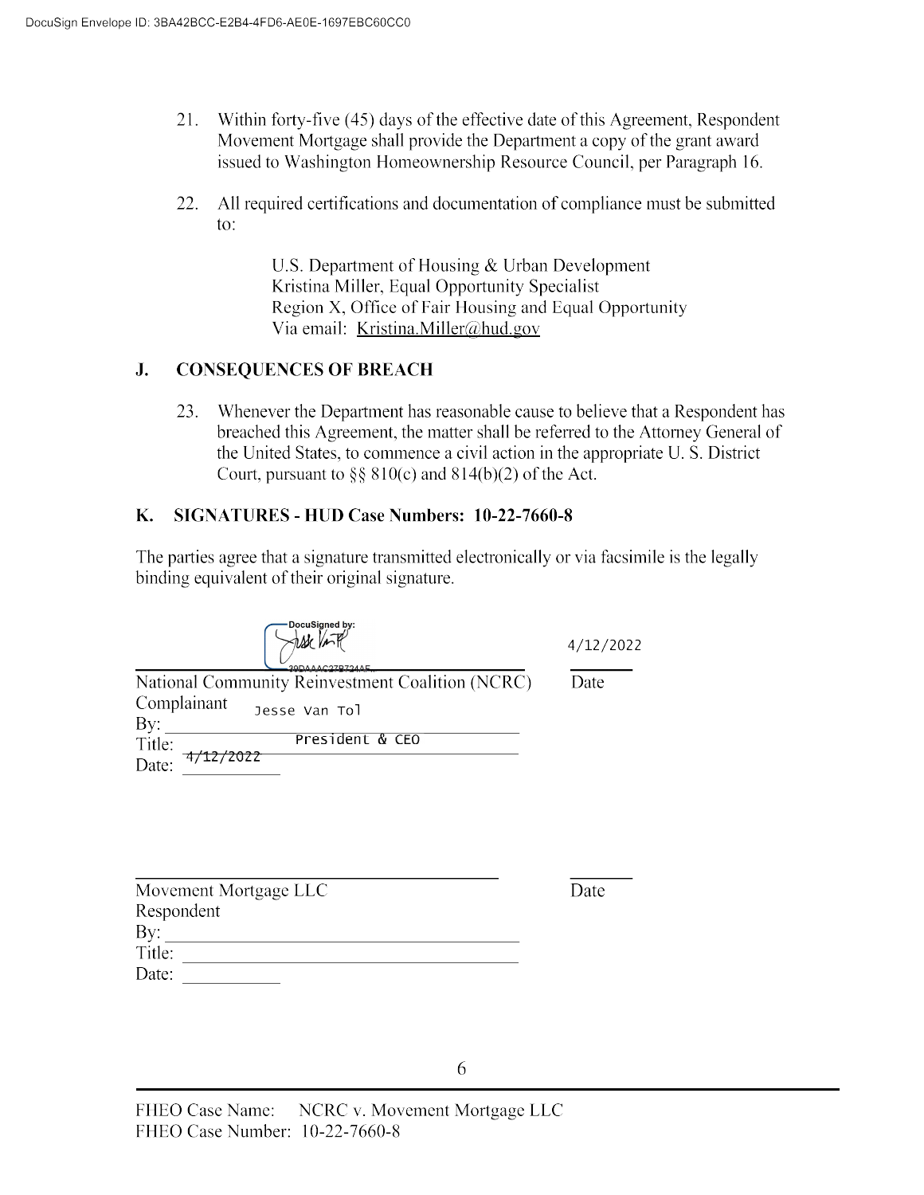21. Within forty-five (45) days of the effective date of this Agreement, Respondent Movement Mortgage shall provide the Department a copy of the grant award issued to Washington Homeownership Resource Council, per Paragraph 16.

22. All required certifications and documentation of compliance must be submitted to:

    U.S. Department of Housing & Urban Development
    Kristina Miller, Equal Opportunity Specialist
    Region X, Office of Fair Housing and Equal Opportunity
    Via email: Kristina.Miller@hud.gov

## J. CONSEQUENCES OF BREACH

23. Whenever the Department has reasonable cause to believe that a Respondent has breached this Agreement, the matter shall be referred to the Attorney General of the United States, to commence a civil action in the appropriate U. S. District Court, pursuant to §§ 810(c) and 814(b)(2) of the Act.

## K. SIGNATURES - HUD Case Numbers: 10-22-7660-8

The parties agree that a signature transmitted electronically or via facsimile is the legally binding equivalent of their original signature.

DocuSigned by: [signature] 39DAAAC27B724AE... 4/12/2022

National Community Reinvestment Coalition (NCRC) Date
Complainant
By: Jesse Van Tol
Title: President & CEO
Date: 4/12/2022

_______________________________ _______

Movement Mortgage LLC Date
Respondent
By: ____________________
Title: ____________________
Date: __________

FHEO Case Name: NCRC v. Movement Mortgage LLC
FHEO Case Number: 10-22-7660-8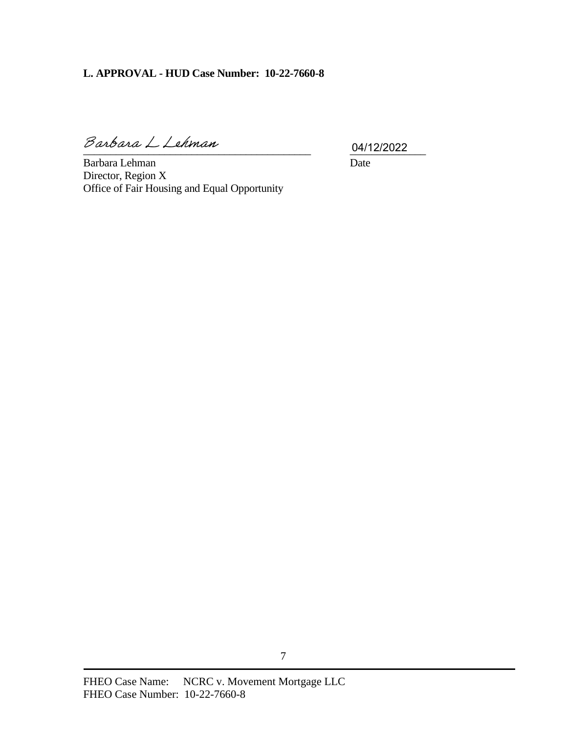**L. APPROVAL - HUD Case Number: 10-22-7660-8**

Barbara L Lehman

Barbara Lehman
Director, Region X
Office of Fair Housing and Equal Opportunity

04/12/2022
Date

FHEO Case Name: NCRC v. Movement Mortgage LLC
FHEO Case Number: 10-22-7660-8